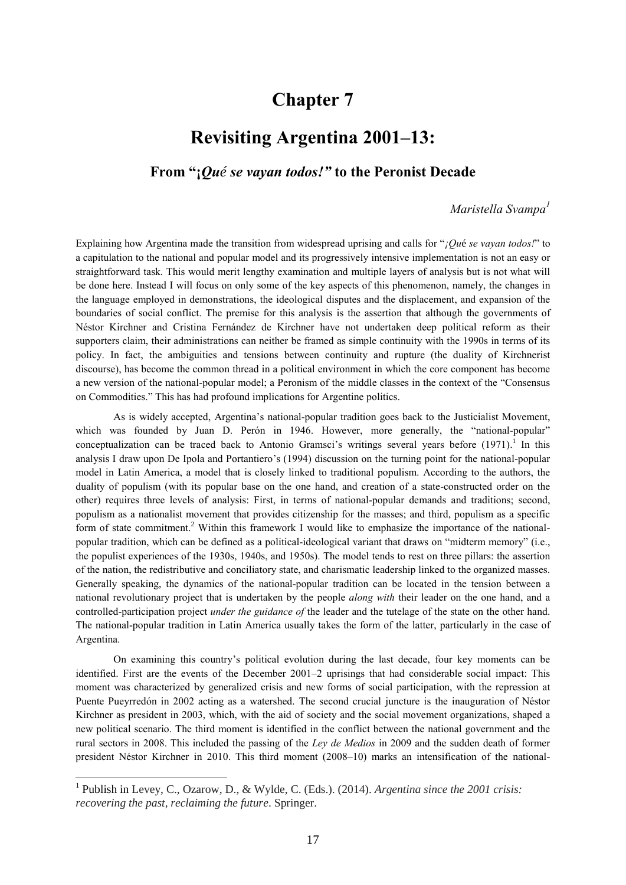# Chapter 7

# Revisiting Argentina 2001–13:

## From "*¡Qué se vayan todos!*" to the Peronist Decade

*Maristella Svampa*[1]

Explaining how Argentina made the transition from widespread uprising and calls for "*¡Qué se vayan todos!*" to a capitulation to the national and popular model and its progressively intensive implementation is not an easy or straightforward task. This would merit lengthy examination and multiple layers of analysis but is not what will be done here. Instead I will focus on only some of the key aspects of this phenomenon, namely, the changes in the language employed in demonstrations, the ideological disputes and the displacement, and expansion of the boundaries of social conflict. The premise for this analysis is the assertion that although the governments of Néstor Kirchner and Cristina Fernández de Kirchner have not undertaken deep political reform as their supporters claim, their administrations can neither be framed as simple continuity with the 1990s in terms of its policy. In fact, the ambiguities and tensions between continuity and rupture (the duality of Kirchnerist discourse), has become the common thread in a political environment in which the core component has become a new version of the national-popular model; a Peronism of the middle classes in the context of the "Consensus on Commodities." This has had profound implications for Argentine politics.

As is widely accepted, Argentina's national-popular tradition goes back to the Justicialist Movement, which was founded by Juan D. Perón in 1946. However, more generally, the "national-popular" conceptualization can be traced back to Antonio Gramsci's writings several years before (1971).[1] In this analysis I draw upon De Ipola and Portantiero's (1994) discussion on the turning point for the national-popular model in Latin America, a model that is closely linked to traditional populism. According to the authors, the duality of populism (with its popular base on the one hand, and creation of a state-constructed order on the other) requires three levels of analysis: First, in terms of national-popular demands and traditions; second, populism as a nationalist movement that provides citizenship for the masses; and third, populism as a specific form of state commitment.[2] Within this framework I would like to emphasize the importance of the national-popular tradition, which can be defined as a political-ideological variant that draws on "midterm memory" (i.e., the populist experiences of the 1930s, 1940s, and 1950s). The model tends to rest on three pillars: the assertion of the nation, the redistributive and conciliatory state, and charismatic leadership linked to the organized masses. Generally speaking, the dynamics of the national-popular tradition can be located in the tension between a national revolutionary project that is undertaken by the people *along with* their leader on the one hand, and a controlled-participation project *under the guidance of* the leader and the tutelage of the state on the other hand. The national-popular tradition in Latin America usually takes the form of the latter, particularly in the case of Argentina.

On examining this country's political evolution during the last decade, four key moments can be identified. First are the events of the December 2001–2 uprisings that had considerable social impact: This moment was characterized by generalized crisis and new forms of social participation, with the repression at Puente Pueyrredón in 2002 acting as a watershed. The second crucial juncture is the inauguration of Néstor Kirchner as president in 2003, which, with the aid of society and the social movement organizations, shaped a new political scenario. The third moment is identified in the conflict between the national government and the rural sectors in 2008. This included the passing of the *Ley de Medios* in 2009 and the sudden death of former president Néstor Kirchner in 2010. This third moment (2008–10) marks an intensification of the national-

---

[1] Publish in Levey, C., Ozarow, D., & Wylde, C. (Eds.). (2014). *Argentina since the 2001 crisis: recovering the past, reclaiming the future*. Springer.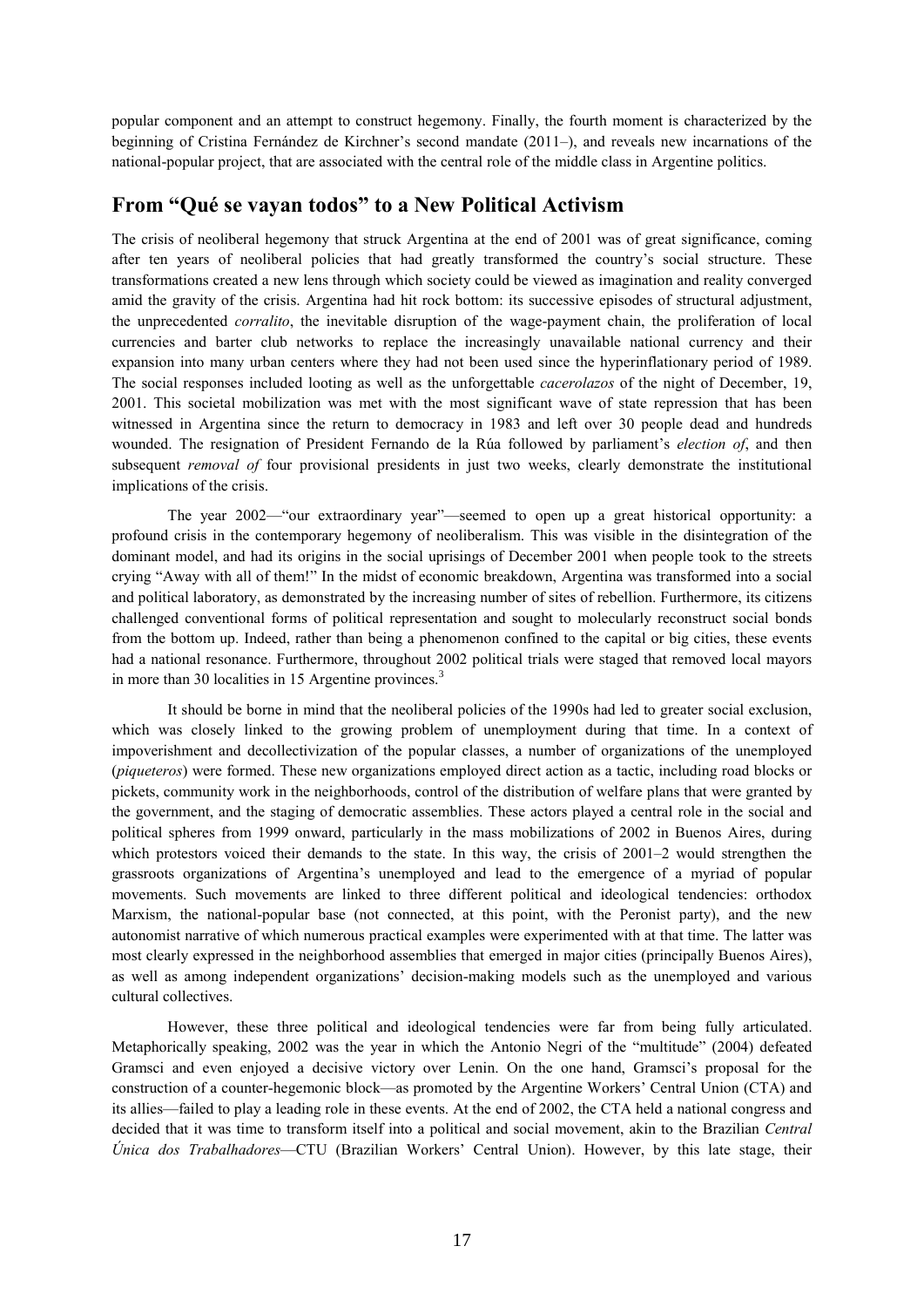popular component and an attempt to construct hegemony. Finally, the fourth moment is characterized by the beginning of Cristina Fernández de Kirchner's second mandate (2011–), and reveals new incarnations of the national-popular project, that are associated with the central role of the middle class in Argentine politics.

## From "Qué se vayan todos" to a New Political Activism

The crisis of neoliberal hegemony that struck Argentina at the end of 2001 was of great significance, coming after ten years of neoliberal policies that had greatly transformed the country's social structure. These transformations created a new lens through which society could be viewed as imagination and reality converged amid the gravity of the crisis. Argentina had hit rock bottom: its successive episodes of structural adjustment, the unprecedented *corralito*, the inevitable disruption of the wage-payment chain, the proliferation of local currencies and barter club networks to replace the increasingly unavailable national currency and their expansion into many urban centers where they had not been used since the hyperinflationary period of 1989. The social responses included looting as well as the unforgettable *cacerolazos* of the night of December, 19, 2001. This societal mobilization was met with the most significant wave of state repression that has been witnessed in Argentina since the return to democracy in 1983 and left over 30 people dead and hundreds wounded. The resignation of President Fernando de la Rúa followed by parliament's *election of*, and then subsequent *removal of* four provisional presidents in just two weeks, clearly demonstrate the institutional implications of the crisis.

The year 2002—"our extraordinary year"—seemed to open up a great historical opportunity: a profound crisis in the contemporary hegemony of neoliberalism. This was visible in the disintegration of the dominant model, and had its origins in the social uprisings of December 2001 when people took to the streets crying "Away with all of them!" In the midst of economic breakdown, Argentina was transformed into a social and political laboratory, as demonstrated by the increasing number of sites of rebellion. Furthermore, its citizens challenged conventional forms of political representation and sought to molecularly reconstruct social bonds from the bottom up. Indeed, rather than being a phenomenon confined to the capital or big cities, these events had a national resonance. Furthermore, throughout 2002 political trials were staged that removed local mayors in more than 30 localities in 15 Argentine provinces.[3]

It should be borne in mind that the neoliberal policies of the 1990s had led to greater social exclusion, which was closely linked to the growing problem of unemployment during that time. In a context of impoverishment and decollectivization of the popular classes, a number of organizations of the unemployed (*piqueteros*) were formed. These new organizations employed direct action as a tactic, including road blocks or pickets, community work in the neighborhoods, control of the distribution of welfare plans that were granted by the government, and the staging of democratic assemblies. These actors played a central role in the social and political spheres from 1999 onward, particularly in the mass mobilizations of 2002 in Buenos Aires, during which protestors voiced their demands to the state. In this way, the crisis of 2001–2 would strengthen the grassroots organizations of Argentina's unemployed and lead to the emergence of a myriad of popular movements. Such movements are linked to three different political and ideological tendencies: orthodox Marxism, the national-popular base (not connected, at this point, with the Peronist party), and the new autonomist narrative of which numerous practical examples were experimented with at that time. The latter was most clearly expressed in the neighborhood assemblies that emerged in major cities (principally Buenos Aires), as well as among independent organizations' decision-making models such as the unemployed and various cultural collectives.

However, these three political and ideological tendencies were far from being fully articulated. Metaphorically speaking, 2002 was the year in which the Antonio Negri of the "multitude" (2004) defeated Gramsci and even enjoyed a decisive victory over Lenin. On the one hand, Gramsci's proposal for the construction of a counter-hegemonic block—as promoted by the Argentine Workers' Central Union (CTA) and its allies—failed to play a leading role in these events. At the end of 2002, the CTA held a national congress and decided that it was time to transform itself into a political and social movement, akin to the Brazilian *Central Única dos Trabalhadores*—CTU (Brazilian Workers' Central Union). However, by this late stage, their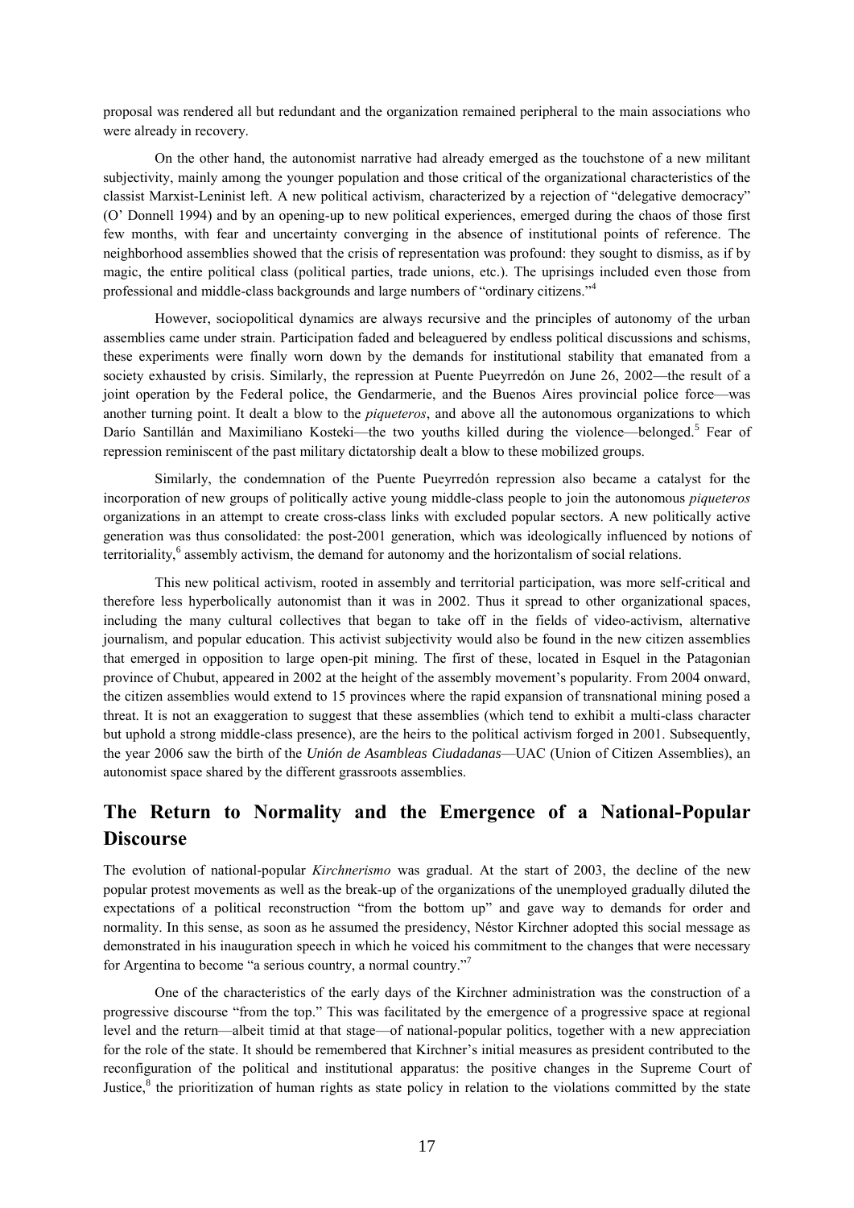proposal was rendered all but redundant and the organization remained peripheral to the main associations who were already in recovery.

On the other hand, the autonomist narrative had already emerged as the touchstone of a new militant subjectivity, mainly among the younger population and those critical of the organizational characteristics of the classist Marxist-Leninist left. A new political activism, characterized by a rejection of "delegative democracy" (O' Donnell 1994) and by an opening-up to new political experiences, emerged during the chaos of those first few months, with fear and uncertainty converging in the absence of institutional points of reference. The neighborhood assemblies showed that the crisis of representation was profound: they sought to dismiss, as if by magic, the entire political class (political parties, trade unions, etc.). The uprisings included even those from professional and middle-class backgrounds and large numbers of "ordinary citizens."[4]

However, sociopolitical dynamics are always recursive and the principles of autonomy of the urban assemblies came under strain. Participation faded and beleaguered by endless political discussions and schisms, these experiments were finally worn down by the demands for institutional stability that emanated from a society exhausted by crisis. Similarly, the repression at Puente Pueyrredón on June 26, 2002—the result of a joint operation by the Federal police, the Gendarmerie, and the Buenos Aires provincial police force—was another turning point. It dealt a blow to the *piqueteros*, and above all the autonomous organizations to which Darío Santillán and Maximiliano Kosteki—the two youths killed during the violence—belonged.[5] Fear of repression reminiscent of the past military dictatorship dealt a blow to these mobilized groups.

Similarly, the condemnation of the Puente Pueyrredón repression also became a catalyst for the incorporation of new groups of politically active young middle-class people to join the autonomous *piqueteros* organizations in an attempt to create cross-class links with excluded popular sectors. A new politically active generation was thus consolidated: the post-2001 generation, which was ideologically influenced by notions of territoriality,[6] assembly activism, the demand for autonomy and the horizontalism of social relations.

This new political activism, rooted in assembly and territorial participation, was more self-critical and therefore less hyperbolically autonomist than it was in 2002. Thus it spread to other organizational spaces, including the many cultural collectives that began to take off in the fields of video-activism, alternative journalism, and popular education. This activist subjectivity would also be found in the new citizen assemblies that emerged in opposition to large open-pit mining. The first of these, located in Esquel in the Patagonian province of Chubut, appeared in 2002 at the height of the assembly movement's popularity. From 2004 onward, the citizen assemblies would extend to 15 provinces where the rapid expansion of transnational mining posed a threat. It is not an exaggeration to suggest that these assemblies (which tend to exhibit a multi-class character but uphold a strong middle-class presence), are the heirs to the political activism forged in 2001. Subsequently, the year 2006 saw the birth of the *Unión de Asambleas Ciudadanas*—UAC (Union of Citizen Assemblies), an autonomist space shared by the different grassroots assemblies.

## The Return to Normality and the Emergence of a National-Popular Discourse

The evolution of national-popular *Kirchnerismo* was gradual. At the start of 2003, the decline of the new popular protest movements as well as the break-up of the organizations of the unemployed gradually diluted the expectations of a political reconstruction "from the bottom up" and gave way to demands for order and normality. In this sense, as soon as he assumed the presidency, Néstor Kirchner adopted this social message as demonstrated in his inauguration speech in which he voiced his commitment to the changes that were necessary for Argentina to become "a serious country, a normal country."[7]

One of the characteristics of the early days of the Kirchner administration was the construction of a progressive discourse "from the top." This was facilitated by the emergence of a progressive space at regional level and the return—albeit timid at that stage—of national-popular politics, together with a new appreciation for the role of the state. It should be remembered that Kirchner's initial measures as president contributed to the reconfiguration of the political and institutional apparatus: the positive changes in the Supreme Court of Justice,[8] the prioritization of human rights as state policy in relation to the violations committed by the state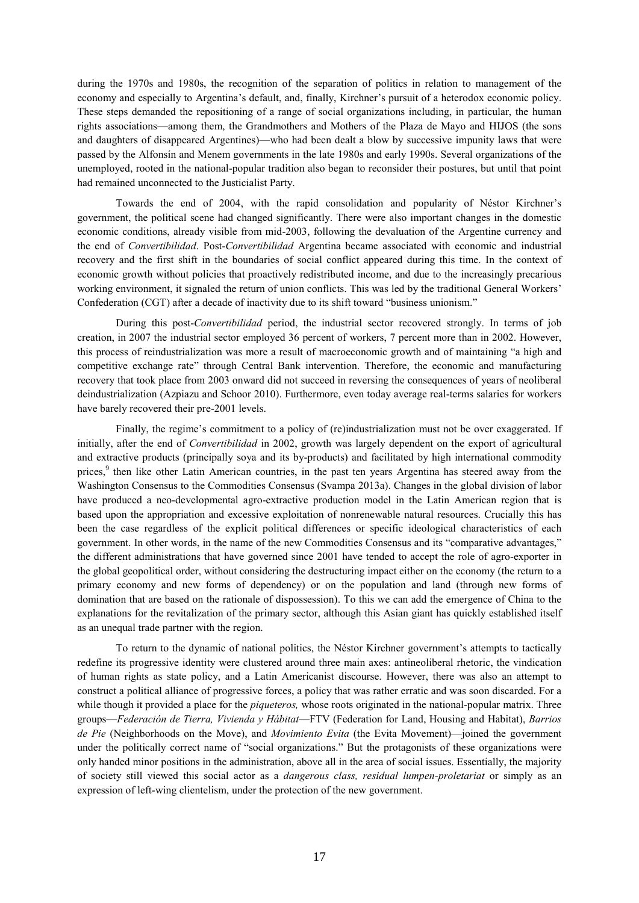during the 1970s and 1980s, the recognition of the separation of politics in relation to management of the economy and especially to Argentina's default, and, finally, Kirchner's pursuit of a heterodox economic policy. These steps demanded the repositioning of a range of social organizations including, in particular, the human rights associations—among them, the Grandmothers and Mothers of the Plaza de Mayo and HIJOS (the sons and daughters of disappeared Argentines)—who had been dealt a blow by successive impunity laws that were passed by the Alfonsín and Menem governments in the late 1980s and early 1990s. Several organizations of the unemployed, rooted in the national-popular tradition also began to reconsider their postures, but until that point had remained unconnected to the Justicialist Party.

Towards the end of 2004, with the rapid consolidation and popularity of Néstor Kirchner's government, the political scene had changed significantly. There were also important changes in the domestic economic conditions, already visible from mid-2003, following the devaluation of the Argentine currency and the end of *Convertibilidad*. Post-*Convertibilidad* Argentina became associated with economic and industrial recovery and the first shift in the boundaries of social conflict appeared during this time. In the context of economic growth without policies that proactively redistributed income, and due to the increasingly precarious working environment, it signaled the return of union conflicts. This was led by the traditional General Workers' Confederation (CGT) after a decade of inactivity due to its shift toward "business unionism."

During this post-*Convertibilidad* period, the industrial sector recovered strongly. In terms of job creation, in 2007 the industrial sector employed 36 percent of workers, 7 percent more than in 2002. However, this process of reindustrialization was more a result of macroeconomic growth and of maintaining "a high and competitive exchange rate" through Central Bank intervention. Therefore, the economic and manufacturing recovery that took place from 2003 onward did not succeed in reversing the consequences of years of neoliberal deindustrialization (Azpiazu and Schoor 2010). Furthermore, even today average real-terms salaries for workers have barely recovered their pre-2001 levels.

Finally, the regime's commitment to a policy of (re)industrialization must not be over exaggerated. If initially, after the end of *Convertibilidad* in 2002, growth was largely dependent on the export of agricultural and extractive products (principally soya and its by-products) and facilitated by high international commodity prices,[9] then like other Latin American countries, in the past ten years Argentina has steered away from the Washington Consensus to the Commodities Consensus (Svampa 2013a). Changes in the global division of labor have produced a neo-developmental agro-extractive production model in the Latin American region that is based upon the appropriation and excessive exploitation of nonrenewable natural resources. Crucially this has been the case regardless of the explicit political differences or specific ideological characteristics of each government. In other words, in the name of the new Commodities Consensus and its "comparative advantages," the different administrations that have governed since 2001 have tended to accept the role of agro-exporter in the global geopolitical order, without considering the destructuring impact either on the economy (the return to a primary economy and new forms of dependency) or on the population and land (through new forms of domination that are based on the rationale of dispossession). To this we can add the emergence of China to the explanations for the revitalization of the primary sector, although this Asian giant has quickly established itself as an unequal trade partner with the region.

To return to the dynamic of national politics, the Néstor Kirchner government's attempts to tactically redefine its progressive identity were clustered around three main axes: antineoliberal rhetoric, the vindication of human rights as state policy, and a Latin Americanist discourse. However, there was also an attempt to construct a political alliance of progressive forces, a policy that was rather erratic and was soon discarded. For a while though it provided a place for the *piqueteros,* whose roots originated in the national-popular matrix. Three groups—*Federación de Tierra, Vivienda y Hábitat*—FTV (Federation for Land, Housing and Habitat), *Barrios de Pie* (Neighborhoods on the Move), and *Movimiento Evita* (the Evita Movement)—joined the government under the politically correct name of "social organizations." But the protagonists of these organizations were only handed minor positions in the administration, above all in the area of social issues. Essentially, the majority of society still viewed this social actor as a *dangerous class, residual lumpen-proletariat* or simply as an expression of left-wing clientelism, under the protection of the new government.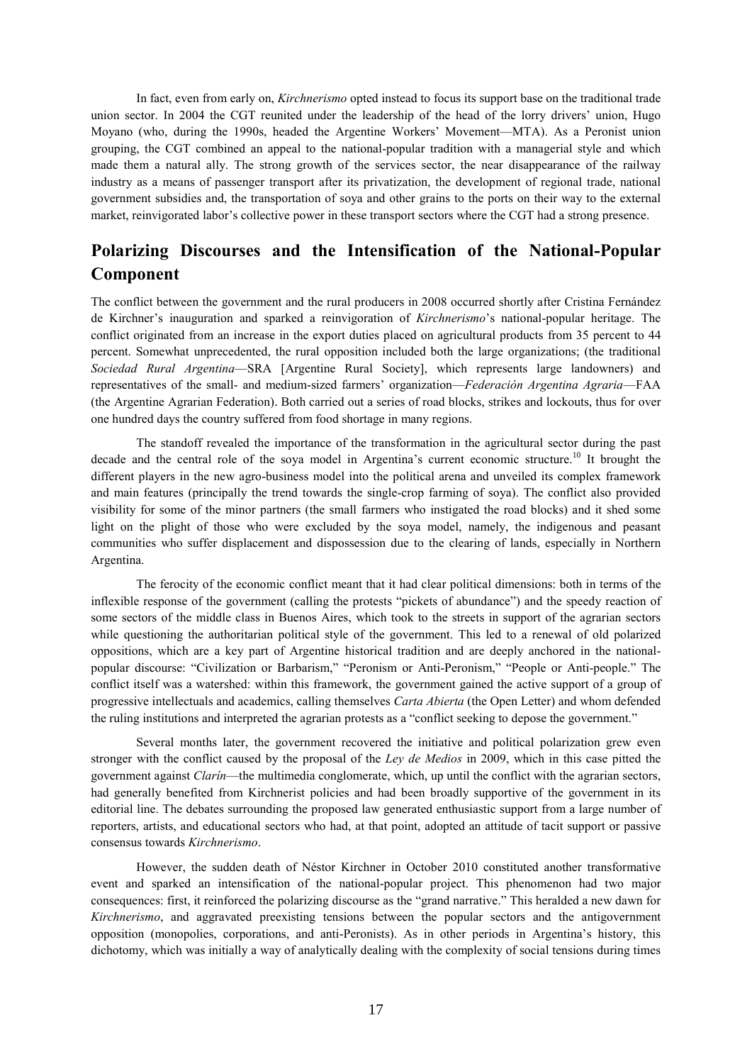In fact, even from early on, *Kirchnerismo* opted instead to focus its support base on the traditional trade union sector. In 2004 the CGT reunited under the leadership of the head of the lorry drivers' union, Hugo Moyano (who, during the 1990s, headed the Argentine Workers' Movement—MTA). As a Peronist union grouping, the CGT combined an appeal to the national-popular tradition with a managerial style and which made them a natural ally. The strong growth of the services sector, the near disappearance of the railway industry as a means of passenger transport after its privatization, the development of regional trade, national government subsidies and, the transportation of soya and other grains to the ports on their way to the external market, reinvigorated labor's collective power in these transport sectors where the CGT had a strong presence.

## Polarizing Discourses and the Intensification of the National-Popular Component

The conflict between the government and the rural producers in 2008 occurred shortly after Cristina Fernández de Kirchner's inauguration and sparked a reinvigoration of *Kirchnerismo*'s national-popular heritage. The conflict originated from an increase in the export duties placed on agricultural products from 35 percent to 44 percent. Somewhat unprecedented, the rural opposition included both the large organizations; (the traditional *Sociedad Rural Argentina*—SRA [Argentine Rural Society], which represents large landowners) and representatives of the small- and medium-sized farmers' organization—*Federación Argentina Agraria*—FAA (the Argentine Agrarian Federation). Both carried out a series of road blocks, strikes and lockouts, thus for over one hundred days the country suffered from food shortage in many regions.

The standoff revealed the importance of the transformation in the agricultural sector during the past decade and the central role of the soya model in Argentina's current economic structure.[10] It brought the different players in the new agro-business model into the political arena and unveiled its complex framework and main features (principally the trend towards the single-crop farming of soya). The conflict also provided visibility for some of the minor partners (the small farmers who instigated the road blocks) and it shed some light on the plight of those who were excluded by the soya model, namely, the indigenous and peasant communities who suffer displacement and dispossession due to the clearing of lands, especially in Northern Argentina.

The ferocity of the economic conflict meant that it had clear political dimensions: both in terms of the inflexible response of the government (calling the protests "pickets of abundance") and the speedy reaction of some sectors of the middle class in Buenos Aires, which took to the streets in support of the agrarian sectors while questioning the authoritarian political style of the government. This led to a renewal of old polarized oppositions, which are a key part of Argentine historical tradition and are deeply anchored in the national-popular discourse: "Civilization or Barbarism," "Peronism or Anti-Peronism," "People or Anti-people." The conflict itself was a watershed: within this framework, the government gained the active support of a group of progressive intellectuals and academics, calling themselves *Carta Abierta* (the Open Letter) and whom defended the ruling institutions and interpreted the agrarian protests as a "conflict seeking to depose the government."

Several months later, the government recovered the initiative and political polarization grew even stronger with the conflict caused by the proposal of the *Ley de Medios* in 2009, which in this case pitted the government against *Clarín*—the multimedia conglomerate, which, up until the conflict with the agrarian sectors, had generally benefited from Kirchnerist policies and had been broadly supportive of the government in its editorial line. The debates surrounding the proposed law generated enthusiastic support from a large number of reporters, artists, and educational sectors who had, at that point, adopted an attitude of tacit support or passive consensus towards *Kirchnerismo*.

However, the sudden death of Néstor Kirchner in October 2010 constituted another transformative event and sparked an intensification of the national-popular project. This phenomenon had two major consequences: first, it reinforced the polarizing discourse as the "grand narrative." This heralded a new dawn for *Kirchnerismo*, and aggravated preexisting tensions between the popular sectors and the antigovernment opposition (monopolies, corporations, and anti-Peronists). As in other periods in Argentina's history, this dichotomy, which was initially a way of analytically dealing with the complexity of social tensions during times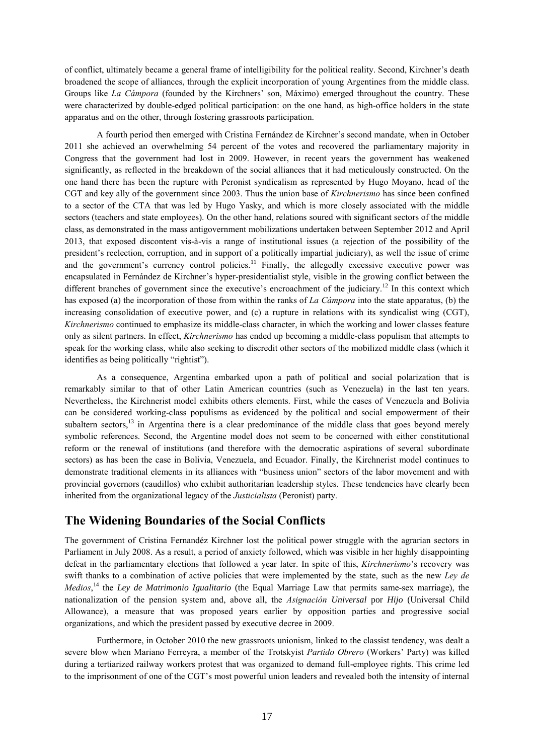of conflict, ultimately became a general frame of intelligibility for the political reality. Second, Kirchner's death broadened the scope of alliances, through the explicit incorporation of young Argentines from the middle class. Groups like *La Cámpora* (founded by the Kirchners' son, Máximo) emerged throughout the country. These were characterized by double-edged political participation: on the one hand, as high-office holders in the state apparatus and on the other, through fostering grassroots participation.

A fourth period then emerged with Cristina Fernández de Kirchner's second mandate, when in October 2011 she achieved an overwhelming 54 percent of the votes and recovered the parliamentary majority in Congress that the government had lost in 2009. However, in recent years the government has weakened significantly, as reflected in the breakdown of the social alliances that it had meticulously constructed. On the one hand there has been the rupture with Peronist syndicalism as represented by Hugo Moyano, head of the CGT and key ally of the government since 2003. Thus the union base of *Kirchnerismo* has since been confined to a sector of the CTA that was led by Hugo Yasky, and which is more closely associated with the middle sectors (teachers and state employees). On the other hand, relations soured with significant sectors of the middle class, as demonstrated in the mass antigovernment mobilizations undertaken between September 2012 and April 2013, that exposed discontent vis-à-vis a range of institutional issues (a rejection of the possibility of the president's reelection, corruption, and in support of a politically impartial judiciary), as well the issue of crime and the government's currency control policies.[11] Finally, the allegedly excessive executive power was encapsulated in Fernández de Kirchner's hyper-presidentialist style, visible in the growing conflict between the different branches of government since the executive's encroachment of the judiciary.[12] In this context which has exposed (a) the incorporation of those from within the ranks of *La Cámpora* into the state apparatus, (b) the increasing consolidation of executive power, and (c) a rupture in relations with its syndicalist wing (CGT), *Kirchnerismo* continued to emphasize its middle-class character, in which the working and lower classes feature only as silent partners. In effect, *Kirchnerismo* has ended up becoming a middle-class populism that attempts to speak for the working class, while also seeking to discredit other sectors of the mobilized middle class (which it identifies as being politically "rightist").

As a consequence, Argentina embarked upon a path of political and social polarization that is remarkably similar to that of other Latin American countries (such as Venezuela) in the last ten years. Nevertheless, the Kirchnerist model exhibits others elements. First, while the cases of Venezuela and Bolivia can be considered working-class populisms as evidenced by the political and social empowerment of their subaltern sectors,[13] in Argentina there is a clear predominance of the middle class that goes beyond merely symbolic references. Second, the Argentine model does not seem to be concerned with either constitutional reform or the renewal of institutions (and therefore with the democratic aspirations of several subordinate sectors) as has been the case in Bolivia, Venezuela, and Ecuador. Finally, the Kirchnerist model continues to demonstrate traditional elements in its alliances with "business union" sectors of the labor movement and with provincial governors (caudillos) who exhibit authoritarian leadership styles. These tendencies have clearly been inherited from the organizational legacy of the *Justicialista* (Peronist) party.

## The Widening Boundaries of the Social Conflicts

The government of Cristina Fernandéz Kirchner lost the political power struggle with the agrarian sectors in Parliament in July 2008. As a result, a period of anxiety followed, which was visible in her highly disappointing defeat in the parliamentary elections that followed a year later. In spite of this, *Kirchnerismo*'s recovery was swift thanks to a combination of active policies that were implemented by the state, such as the new *Ley de Medios*,[14] the *Ley de Matrimonio Igualitario* (the Equal Marriage Law that permits same-sex marriage), the nationalization of the pension system and, above all, the *Asignación Universal* por *Hijo* (Universal Child Allowance), a measure that was proposed years earlier by opposition parties and progressive social organizations, and which the president passed by executive decree in 2009.

Furthermore, in October 2010 the new grassroots unionism, linked to the classist tendency, was dealt a severe blow when Mariano Ferreyra, a member of the Trotskyist *Partido Obrero* (Workers' Party) was killed during a tertiarized railway workers protest that was organized to demand full-employee rights. This crime led to the imprisonment of one of the CGT's most powerful union leaders and revealed both the intensity of internal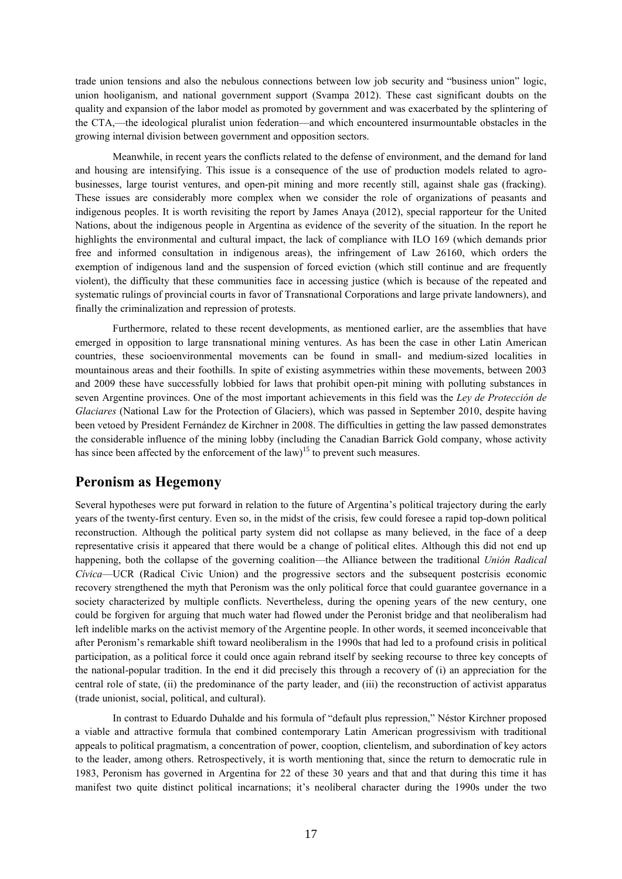trade union tensions and also the nebulous connections between low job security and "business union" logic, union hooliganism, and national government support (Svampa 2012). These cast significant doubts on the quality and expansion of the labor model as promoted by government and was exacerbated by the splintering of the CTA,—the ideological pluralist union federation—and which encountered insurmountable obstacles in the growing internal division between government and opposition sectors.

Meanwhile, in recent years the conflicts related to the defense of environment, and the demand for land and housing are intensifying. This issue is a consequence of the use of production models related to agro-businesses, large tourist ventures, and open-pit mining and more recently still, against shale gas (fracking). These issues are considerably more complex when we consider the role of organizations of peasants and indigenous peoples. It is worth revisiting the report by James Anaya (2012), special rapporteur for the United Nations, about the indigenous people in Argentina as evidence of the severity of the situation. In the report he highlights the environmental and cultural impact, the lack of compliance with ILO 169 (which demands prior free and informed consultation in indigenous areas), the infringement of Law 26160, which orders the exemption of indigenous land and the suspension of forced eviction (which still continue and are frequently violent), the difficulty that these communities face in accessing justice (which is because of the repeated and systematic rulings of provincial courts in favor of Transnational Corporations and large private landowners), and finally the criminalization and repression of protests.

Furthermore, related to these recent developments, as mentioned earlier, are the assemblies that have emerged in opposition to large transnational mining ventures. As has been the case in other Latin American countries, these socioenvironmental movements can be found in small- and medium-sized localities in mountainous areas and their foothills. In spite of existing asymmetries within these movements, between 2003 and 2009 these have successfully lobbied for laws that prohibit open-pit mining with polluting substances in seven Argentine provinces. One of the most important achievements in this field was the *Ley de Protección de Glaciares* (National Law for the Protection of Glaciers), which was passed in September 2010, despite having been vetoed by President Fernández de Kirchner in 2008. The difficulties in getting the law passed demonstrates the considerable influence of the mining lobby (including the Canadian Barrick Gold company, whose activity has since been affected by the enforcement of the law)[15] to prevent such measures.

## Peronism as Hegemony

Several hypotheses were put forward in relation to the future of Argentina's political trajectory during the early years of the twenty-first century. Even so, in the midst of the crisis, few could foresee a rapid top-down political reconstruction. Although the political party system did not collapse as many believed, in the face of a deep representative crisis it appeared that there would be a change of political elites. Although this did not end up happening, both the collapse of the governing coalition—the Alliance between the traditional *Unión Radical Cívica*—UCR (Radical Civic Union) and the progressive sectors and the subsequent postcrisis economic recovery strengthened the myth that Peronism was the only political force that could guarantee governance in a society characterized by multiple conflicts. Nevertheless, during the opening years of the new century, one could be forgiven for arguing that much water had flowed under the Peronist bridge and that neoliberalism had left indelible marks on the activist memory of the Argentine people. In other words, it seemed inconceivable that after Peronism's remarkable shift toward neoliberalism in the 1990s that had led to a profound crisis in political participation, as a political force it could once again rebrand itself by seeking recourse to three key concepts of the national-popular tradition. In the end it did precisely this through a recovery of (i) an appreciation for the central role of state, (ii) the predominance of the party leader, and (iii) the reconstruction of activist apparatus (trade unionist, social, political, and cultural).

In contrast to Eduardo Duhalde and his formula of "default plus repression," Néstor Kirchner proposed a viable and attractive formula that combined contemporary Latin American progressivism with traditional appeals to political pragmatism, a concentration of power, cooption, clientelism, and subordination of key actors to the leader, among others. Retrospectively, it is worth mentioning that, since the return to democratic rule in 1983, Peronism has governed in Argentina for 22 of these 30 years and that and that during this time it has manifest two quite distinct political incarnations; it's neoliberal character during the 1990s under the two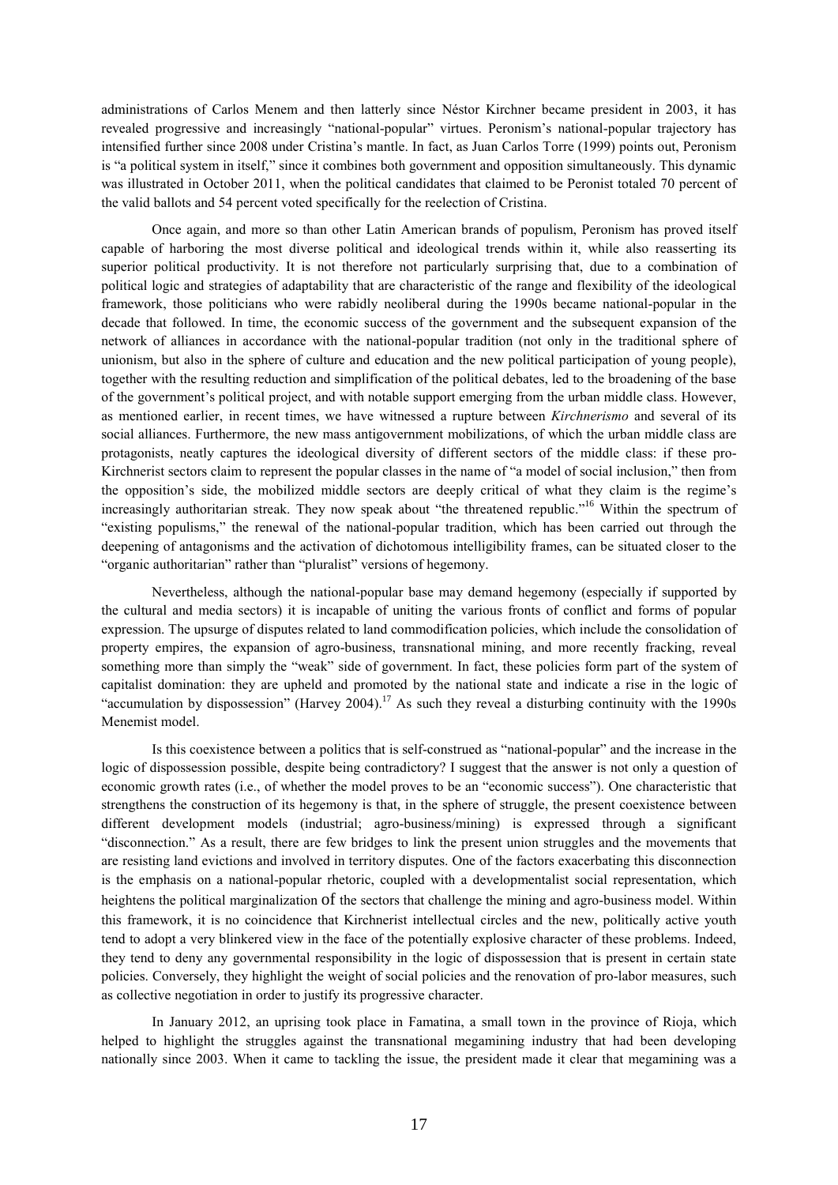administrations of Carlos Menem and then latterly since Néstor Kirchner became president in 2003, it has revealed progressive and increasingly "national-popular" virtues. Peronism's national-popular trajectory has intensified further since 2008 under Cristina's mantle. In fact, as Juan Carlos Torre (1999) points out, Peronism is "a political system in itself," since it combines both government and opposition simultaneously. This dynamic was illustrated in October 2011, when the political candidates that claimed to be Peronist totaled 70 percent of the valid ballots and 54 percent voted specifically for the reelection of Cristina.

Once again, and more so than other Latin American brands of populism, Peronism has proved itself capable of harboring the most diverse political and ideological trends within it, while also reasserting its superior political productivity. It is not therefore not particularly surprising that, due to a combination of political logic and strategies of adaptability that are characteristic of the range and flexibility of the ideological framework, those politicians who were rabidly neoliberal during the 1990s became national-popular in the decade that followed. In time, the economic success of the government and the subsequent expansion of the network of alliances in accordance with the national-popular tradition (not only in the traditional sphere of unionism, but also in the sphere of culture and education and the new political participation of young people), together with the resulting reduction and simplification of the political debates, led to the broadening of the base of the government's political project, and with notable support emerging from the urban middle class. However, as mentioned earlier, in recent times, we have witnessed a rupture between *Kirchnerismo* and several of its social alliances. Furthermore, the new mass antigovernment mobilizations, of which the urban middle class are protagonists, neatly captures the ideological diversity of different sectors of the middle class: if these pro-Kirchnerist sectors claim to represent the popular classes in the name of "a model of social inclusion," then from the opposition's side, the mobilized middle sectors are deeply critical of what they claim is the regime's increasingly authoritarian streak. They now speak about "the threatened republic."[16] Within the spectrum of "existing populisms," the renewal of the national-popular tradition, which has been carried out through the deepening of antagonisms and the activation of dichotomous intelligibility frames, can be situated closer to the "organic authoritarian" rather than "pluralist" versions of hegemony.

Nevertheless, although the national-popular base may demand hegemony (especially if supported by the cultural and media sectors) it is incapable of uniting the various fronts of conflict and forms of popular expression. The upsurge of disputes related to land commodification policies, which include the consolidation of property empires, the expansion of agro-business, transnational mining, and more recently fracking, reveal something more than simply the "weak" side of government. In fact, these policies form part of the system of capitalist domination: they are upheld and promoted by the national state and indicate a rise in the logic of "accumulation by dispossession" (Harvey 2004).[17] As such they reveal a disturbing continuity with the 1990s Menemist model.

Is this coexistence between a politics that is self-construed as "national-popular" and the increase in the logic of dispossession possible, despite being contradictory? I suggest that the answer is not only a question of economic growth rates (i.e., of whether the model proves to be an "economic success"). One characteristic that strengthens the construction of its hegemony is that, in the sphere of struggle, the present coexistence between different development models (industrial; agro-business/mining) is expressed through a significant "disconnection." As a result, there are few bridges to link the present union struggles and the movements that are resisting land evictions and involved in territory disputes. One of the factors exacerbating this disconnection is the emphasis on a national-popular rhetoric, coupled with a developmentalist social representation, which heightens the political marginalization of the sectors that challenge the mining and agro-business model. Within this framework, it is no coincidence that Kirchnerist intellectual circles and the new, politically active youth tend to adopt a very blinkered view in the face of the potentially explosive character of these problems. Indeed, they tend to deny any governmental responsibility in the logic of dispossession that is present in certain state policies. Conversely, they highlight the weight of social policies and the renovation of pro-labor measures, such as collective negotiation in order to justify its progressive character.

In January 2012, an uprising took place in Famatina, a small town in the province of Rioja, which helped to highlight the struggles against the transnational megamining industry that had been developing nationally since 2003. When it came to tackling the issue, the president made it clear that megamining was a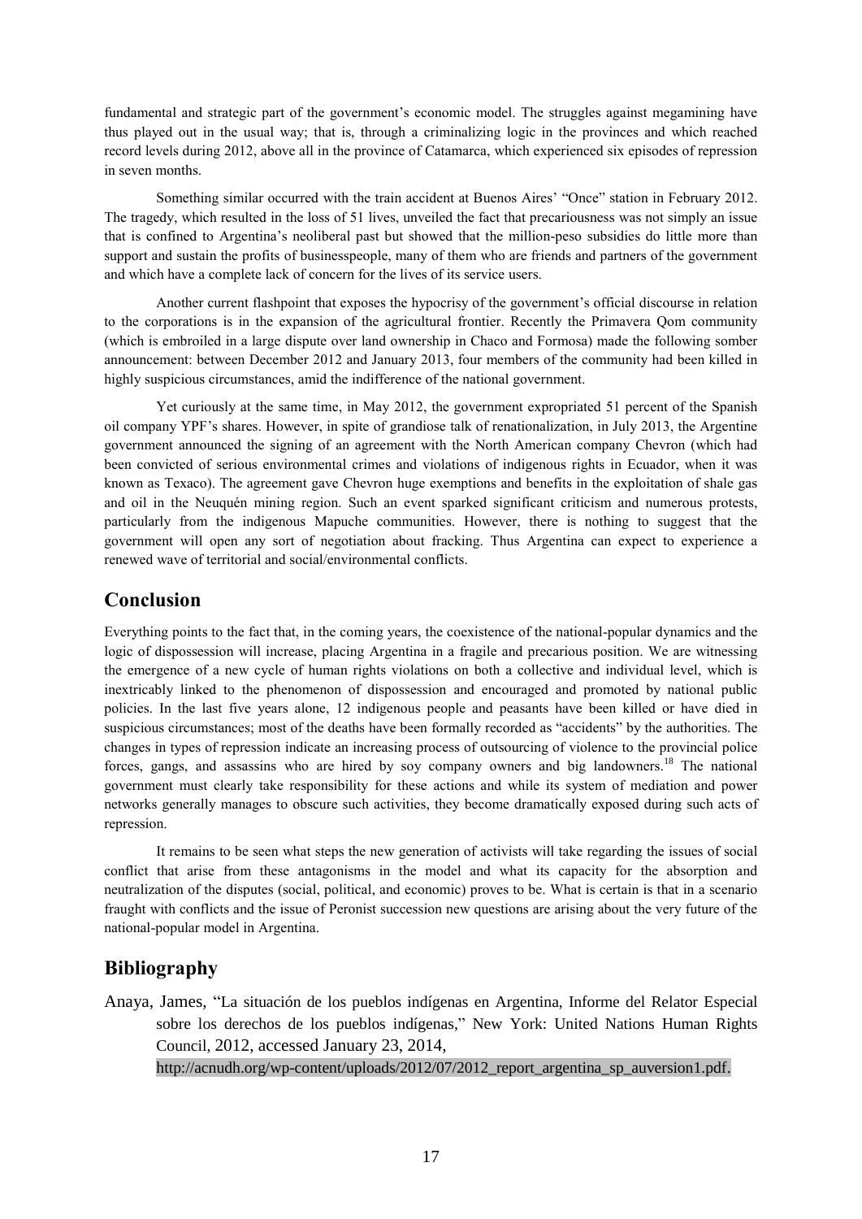fundamental and strategic part of the government's economic model. The struggles against megamining have thus played out in the usual way; that is, through a criminalizing logic in the provinces and which reached record levels during 2012, above all in the province of Catamarca, which experienced six episodes of repression in seven months.

Something similar occurred with the train accident at Buenos Aires' "Once" station in February 2012. The tragedy, which resulted in the loss of 51 lives, unveiled the fact that precariousness was not simply an issue that is confined to Argentina's neoliberal past but showed that the million-peso subsidies do little more than support and sustain the profits of businesspeople, many of them who are friends and partners of the government and which have a complete lack of concern for the lives of its service users.

Another current flashpoint that exposes the hypocrisy of the government's official discourse in relation to the corporations is in the expansion of the agricultural frontier. Recently the Primavera Qom community (which is embroiled in a large dispute over land ownership in Chaco and Formosa) made the following somber announcement: between December 2012 and January 2013, four members of the community had been killed in highly suspicious circumstances, amid the indifference of the national government.

Yet curiously at the same time, in May 2012, the government expropriated 51 percent of the Spanish oil company YPF's shares. However, in spite of grandiose talk of renationalization, in July 2013, the Argentine government announced the signing of an agreement with the North American company Chevron (which had been convicted of serious environmental crimes and violations of indigenous rights in Ecuador, when it was known as Texaco). The agreement gave Chevron huge exemptions and benefits in the exploitation of shale gas and oil in the Neuquén mining region. Such an event sparked significant criticism and numerous protests, particularly from the indigenous Mapuche communities. However, there is nothing to suggest that the government will open any sort of negotiation about fracking. Thus Argentina can expect to experience a renewed wave of territorial and social/environmental conflicts.

## Conclusion

Everything points to the fact that, in the coming years, the coexistence of the national-popular dynamics and the logic of dispossession will increase, placing Argentina in a fragile and precarious position. We are witnessing the emergence of a new cycle of human rights violations on both a collective and individual level, which is inextricably linked to the phenomenon of dispossession and encouraged and promoted by national public policies. In the last five years alone, 12 indigenous people and peasants have been killed or have died in suspicious circumstances; most of the deaths have been formally recorded as "accidents" by the authorities. The changes in types of repression indicate an increasing process of outsourcing of violence to the provincial police forces, gangs, and assassins who are hired by soy company owners and big landowners.[18] The national government must clearly take responsibility for these actions and while its system of mediation and power networks generally manages to obscure such activities, they become dramatically exposed during such acts of repression.

It remains to be seen what steps the new generation of activists will take regarding the issues of social conflict that arise from these antagonisms in the model and what its capacity for the absorption and neutralization of the disputes (social, political, and economic) proves to be. What is certain is that in a scenario fraught with conflicts and the issue of Peronist succession new questions are arising about the very future of the national-popular model in Argentina.

## Bibliography

Anaya, James, "La situación de los pueblos indígenas en Argentina, Informe del Relator Especial sobre los derechos de los pueblos indígenas," New York: United Nations Human Rights Council, 2012, accessed January 23, 2014, http://acnudh.org/wp-content/uploads/2012/07/2012_report_argentina_sp_auversion1.pdf.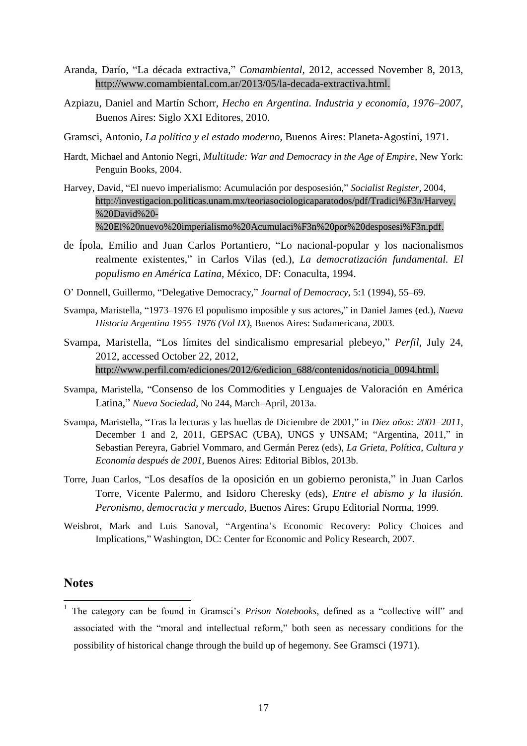Aranda, Darío, "La década extractiva," *Comambiental*, 2012, accessed November 8, 2013, http://www.comambiental.com.ar/2013/05/la-decada-extractiva.html.

Azpiazu, Daniel and Martín Schorr, *Hecho en Argentina. Industria y economía, 1976–2007*, Buenos Aires: Siglo XXI Editores, 2010.

Gramsci, Antonio, *La política y el estado moderno*, Buenos Aires: Planeta-Agostini, 1971.

Hardt, Michael and Antonio Negri, *Multitude: War and Democracy in the Age of Empire*, New York: Penguin Books, 2004.

Harvey, David, "El nuevo imperialismo: Acumulación por desposesión," *Socialist Register,* 2004, http://investigacion.politicas.unam.mx/teoriasociologicaparatodos/pdf/Tradici%F3n/Harvey,%20David%20-%20El%20nuevo%20imperialismo%20Acumulaci%F3n%20por%20desposesi%F3n.pdf.

de Ípola, Emilio and Juan Carlos Portantiero, "Lo nacional-popular y los nacionalismos realmente existentes," in Carlos Vilas (ed.), *La democratización fundamental. El populismo en América Latina,* México, DF: Conaculta, 1994.

O' Donnell, Guillermo, "Delegative Democracy," *Journal of Democracy*, 5:1 (1994), 55–69.

Svampa, Maristella, "1973–1976 El populismo imposible y sus actores," in Daniel James (ed.), *Nueva Historia Argentina 1955–1976 (Vol IX)*, Buenos Aires: Sudamericana, 2003.

Svampa, Maristella, "Los límites del sindicalismo empresarial plebeyo," *Perfil*, July 24, 2012, accessed October 22, 2012, http://www.perfil.com/ediciones/2012/6/edicion_688/contenidos/noticia_0094.html.

Svampa, Maristella, "Consenso de los Commodities y Lenguajes de Valoración en América Latina," *Nueva Sociedad,* No 244, March–April, 2013a.

Svampa, Maristella, "Tras la lecturas y las huellas de Diciembre de 2001," in *Diez años: 2001–2011*, December 1 and 2, 2011, GEPSAC (UBA), UNGS y UNSAM; "Argentina, 2011," in Sebastian Pereyra, Gabriel Vommaro, and Germán Perez (eds), *La Grieta, Política, Cultura y Economía después de 2001,* Buenos Aires: Editorial Biblos, 2013b.

Torre, Juan Carlos, "Los desafíos de la oposición en un gobierno peronista," in Juan Carlos Torre, Vicente Palermo, and Isidoro Cheresky (eds), *Entre el abismo y la ilusión. Peronismo, democracia y mercado*, Buenos Aires: Grupo Editorial Norma, 1999.

Weisbrot, Mark and Luis Sanoval, "Argentina's Economic Recovery: Policy Choices and Implications," Washington, DC: Center for Economic and Policy Research, 2007.

## Notes

[1] The category can be found in Gramsci's *Prison Notebooks*, defined as a "collective will" and associated with the "moral and intellectual reform," both seen as necessary conditions for the possibility of historical change through the build up of hegemony. See Gramsci (1971).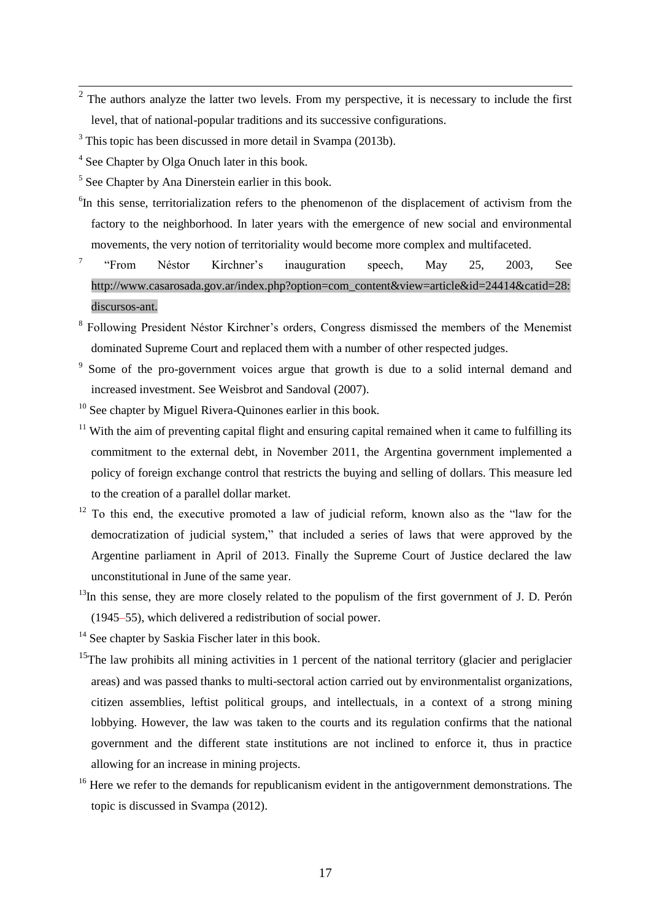[2] The authors analyze the latter two levels. From my perspective, it is necessary to include the first level, that of national-popular traditions and its successive configurations.

[3] This topic has been discussed in more detail in Svampa (2013b).

[4] See Chapter by Olga Onuch later in this book.

[5] See Chapter by Ana Dinerstein earlier in this book.

[6] In this sense, territorialization refers to the phenomenon of the displacement of activism from the factory to the neighborhood. In later years with the emergence of new social and environmental movements, the very notion of territoriality would become more complex and multifaceted.

[7] "From Néstor Kirchner's inauguration speech, May 25, 2003, See http://www.casarosada.gov.ar/index.php?option=com_content&view=article&id=24414&catid=28:discursos-ant.

[8] Following President Néstor Kirchner's orders, Congress dismissed the members of the Menemist dominated Supreme Court and replaced them with a number of other respected judges.

[9] Some of the pro-government voices argue that growth is due to a solid internal demand and increased investment. See Weisbrot and Sandoval (2007).

[10] See chapter by Miguel Rivera-Quinones earlier in this book.

[11] With the aim of preventing capital flight and ensuring capital remained when it came to fulfilling its commitment to the external debt, in November 2011, the Argentina government implemented a policy of foreign exchange control that restricts the buying and selling of dollars. This measure led to the creation of a parallel dollar market.

[12] To this end, the executive promoted a law of judicial reform, known also as the "law for the democratization of judicial system," that included a series of laws that were approved by the Argentine parliament in April of 2013. Finally the Supreme Court of Justice declared the law unconstitutional in June of the same year.

[13] In this sense, they are more closely related to the populism of the first government of J. D. Perón (1945–55), which delivered a redistribution of social power.

[14] See chapter by Saskia Fischer later in this book.

[15] The law prohibits all mining activities in 1 percent of the national territory (glacier and periglacier areas) and was passed thanks to multi-sectoral action carried out by environmentalist organizations, citizen assemblies, leftist political groups, and intellectuals, in a context of a strong mining lobbying. However, the law was taken to the courts and its regulation confirms that the national government and the different state institutions are not inclined to enforce it, thus in practice allowing for an increase in mining projects.

[16] Here we refer to the demands for republicanism evident in the antigovernment demonstrations. The topic is discussed in Svampa (2012).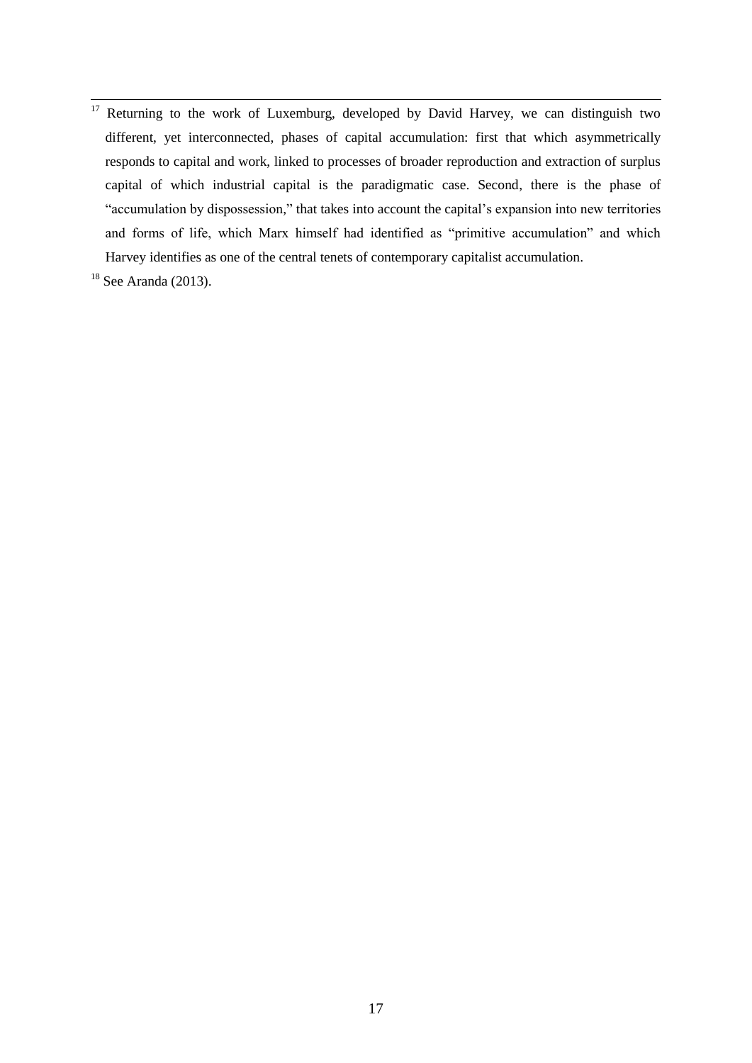[17] Returning to the work of Luxemburg, developed by David Harvey, we can distinguish two different, yet interconnected, phases of capital accumulation: first that which asymmetrically responds to capital and work, linked to processes of broader reproduction and extraction of surplus capital of which industrial capital is the paradigmatic case. Second, there is the phase of "accumulation by dispossession," that takes into account the capital's expansion into new territories and forms of life, which Marx himself had identified as "primitive accumulation" and which Harvey identifies as one of the central tenets of contemporary capitalist accumulation.

[18] See Aranda (2013).